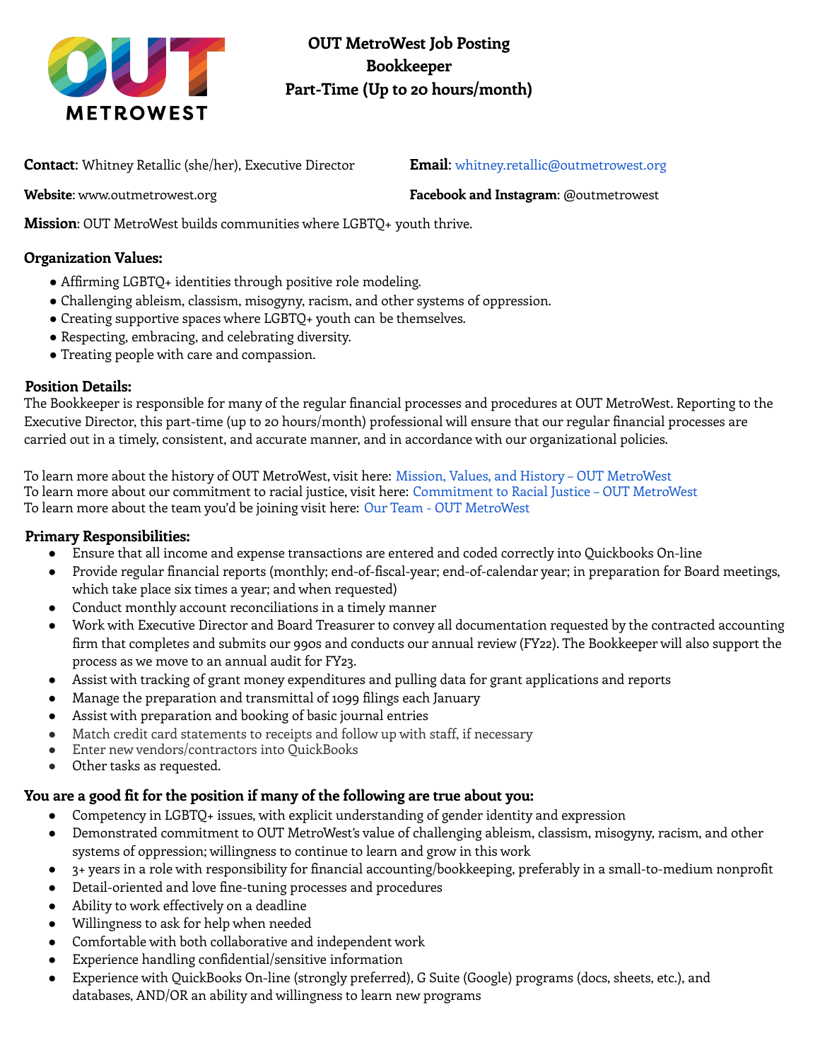# OUT MetroWest Job Posting
## Bookkeeper
## Part-Time (Up to 20 hours/month)

**Contact**: Whitney Retallic (she/her), Executive Director

**Email**: whitney.retallic@outmetrowest.org

**Website**: www.outmetrowest.org

**Facebook and Instagram**: @outmetrowest

**Mission**: OUT MetroWest builds communities where LGBTQ+ youth thrive.

### Organization Values:

- Affirming LGBTQ+ identities through positive role modeling.
- Challenging ableism, classism, misogyny, racism, and other systems of oppression.
- Creating supportive spaces where LGBTQ+ youth can be themselves.
- Respecting, embracing, and celebrating diversity.
- Treating people with care and compassion.

### Position Details:

The Bookkeeper is responsible for many of the regular financial processes and procedures at OUT MetroWest. Reporting to the Executive Director, this part-time (up to 20 hours/month) professional will ensure that our regular financial processes are carried out in a timely, consistent, and accurate manner, and in accordance with our organizational policies.

To learn more about the history of OUT MetroWest, visit here: Mission, Values, and History – OUT MetroWest
To learn more about our commitment to racial justice, visit here: Commitment to Racial Justice – OUT MetroWest
To learn more about the team you'd be joining visit here: Our Team - OUT MetroWest

### Primary Responsibilities:

- Ensure that all income and expense transactions are entered and coded correctly into Quickbooks On-line
- Provide regular financial reports (monthly; end-of-fiscal-year; end-of-calendar year; in preparation for Board meetings, which take place six times a year; and when requested)
- Conduct monthly account reconciliations in a timely manner
- Work with Executive Director and Board Treasurer to convey all documentation requested by the contracted accounting firm that completes and submits our 990s and conducts our annual review (FY22). The Bookkeeper will also support the process as we move to an annual audit for FY23.
- Assist with tracking of grant money expenditures and pulling data for grant applications and reports
- Manage the preparation and transmittal of 1099 filings each January
- Assist with preparation and booking of basic journal entries
- Match credit card statements to receipts and follow up with staff, if necessary
- Enter new vendors/contractors into QuickBooks
- Other tasks as requested.

### You are a good fit for the position if many of the following are true about you:

- Competency in LGBTQ+ issues, with explicit understanding of gender identity and expression
- Demonstrated commitment to OUT MetroWest's value of challenging ableism, classism, misogyny, racism, and other systems of oppression; willingness to continue to learn and grow in this work
- 3+ years in a role with responsibility for financial accounting/bookkeeping, preferably in a small-to-medium nonprofit
- Detail-oriented and love fine-tuning processes and procedures
- Ability to work effectively on a deadline
- Willingness to ask for help when needed
- Comfortable with both collaborative and independent work
- Experience handling confidential/sensitive information
- Experience with QuickBooks On-line (strongly preferred), G Suite (Google) programs (docs, sheets, etc.), and databases, AND/OR an ability and willingness to learn new programs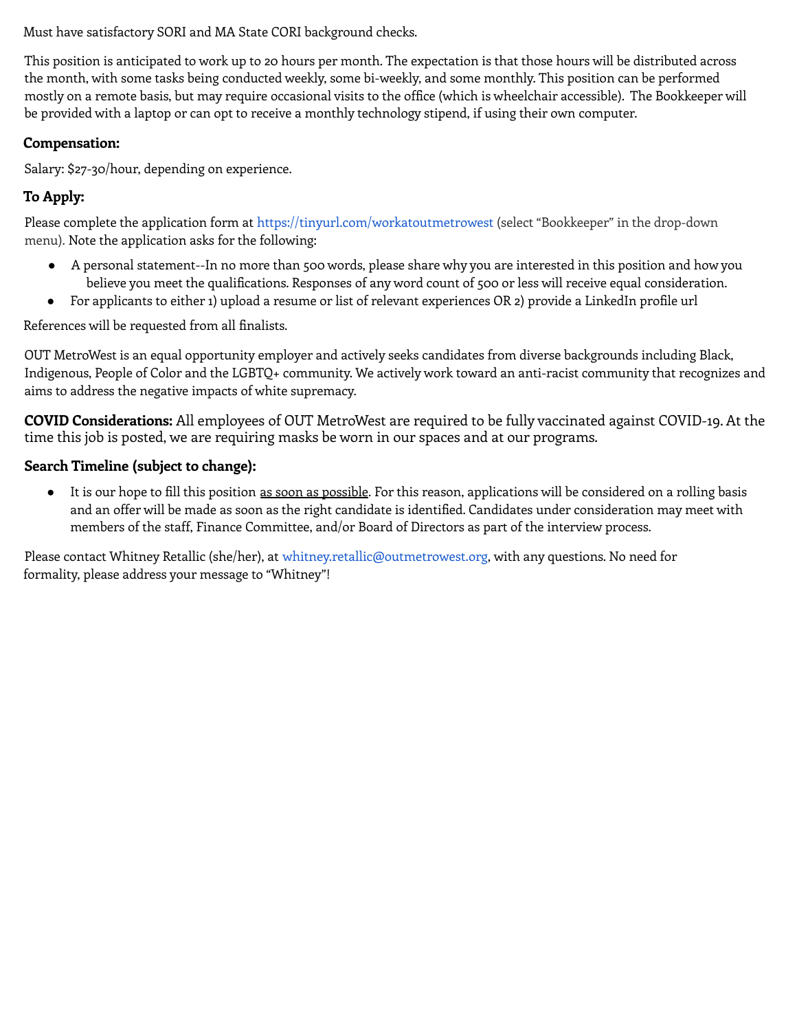Must have satisfactory SORI and MA State CORI background checks.

This position is anticipated to work up to 20 hours per month. The expectation is that those hours will be distributed across the month, with some tasks being conducted weekly, some bi-weekly, and some monthly. This position can be performed mostly on a remote basis, but may require occasional visits to the office (which is wheelchair accessible). The Bookkeeper will be provided with a laptop or can opt to receive a monthly technology stipend, if using their own computer.

**Compensation:**

Salary: $27-30/hour, depending on experience.

**To Apply:**

Please complete the application form at https://tinyurl.com/workatoutmetrowest (select "Bookkeeper" in the drop-down menu). Note the application asks for the following:

- A personal statement--In no more than 500 words, please share why you are interested in this position and how you believe you meet the qualifications. Responses of any word count of 500 or less will receive equal consideration.
- For applicants to either 1) upload a resume or list of relevant experiences OR 2) provide a LinkedIn profile url

References will be requested from all finalists.

OUT MetroWest is an equal opportunity employer and actively seeks candidates from diverse backgrounds including Black, Indigenous, People of Color and the LGBTQ+ community. We actively work toward an anti-racist community that recognizes and aims to address the negative impacts of white supremacy.

**COVID Considerations:** All employees of OUT MetroWest are required to be fully vaccinated against COVID-19. At the time this job is posted, we are requiring masks be worn in our spaces and at our programs.

**Search Timeline (subject to change):**

- It is our hope to fill this position as soon as possible. For this reason, applications will be considered on a rolling basis and an offer will be made as soon as the right candidate is identified. Candidates under consideration may meet with members of the staff, Finance Committee, and/or Board of Directors as part of the interview process.

Please contact Whitney Retallic (she/her), at whitney.retallic@outmetrowest.org, with any questions. No need for formality, please address your message to "Whitney"!